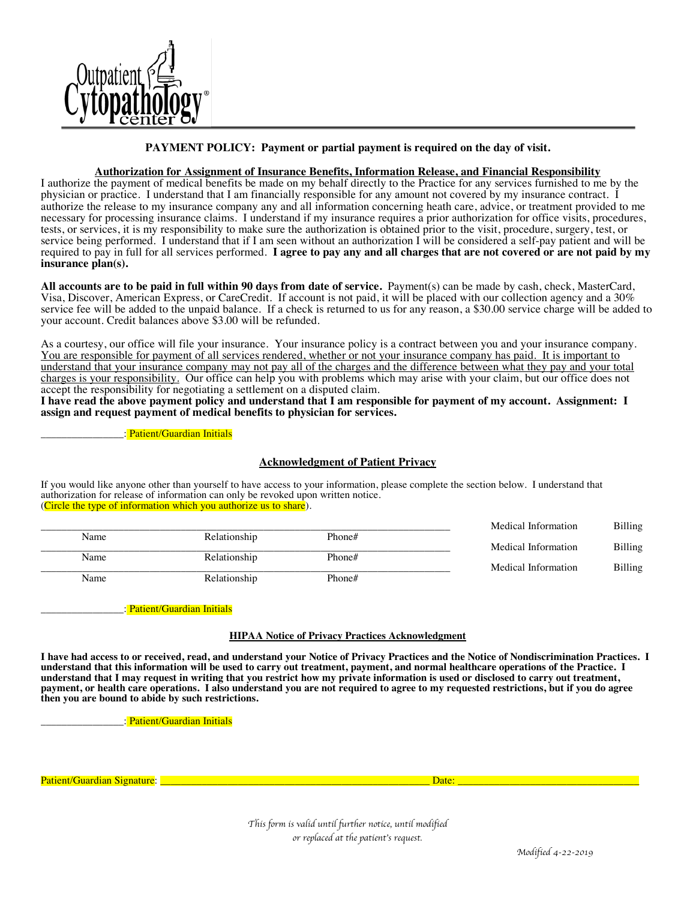Outpatient Cytopathology center®

**PAYMENT POLICY: Payment or partial payment is required on the day of visit.**

**Authorization for Assignment of Insurance Benefits, Information Release, and Financial Responsibility**

I authorize the payment of medical benefits be made on my behalf directly to the Practice for any services furnished to me by the physician or practice. I understand that I am financially responsible for any amount not covered by my insurance contract. I authorize the release to my insurance company any and all information concerning heath care, advice, or treatment provided to me necessary for processing insurance claims. I understand if my insurance requires a prior authorization for office visits, procedures, tests, or services, it is my responsibility to make sure the authorization is obtained prior to the visit, procedure, surgery, test, or service being performed. I understand that if I am seen without an authorization I will be considered a self-pay patient and will be required to pay in full for all services performed. **I agree to pay any and all charges that are not covered or are not paid by my insurance plan(s).**

**All accounts are to be paid in full within 90 days from date of service.** Payment(s) can be made by cash, check, MasterCard, Visa, Discover, American Express, or CareCredit. If account is not paid, it will be placed with our collection agency and a 30% service fee will be added to the unpaid balance. If a check is returned to us for any reason, a $30.00 service charge will be added to your account. Credit balances above $3.00 will be refunded.

As a courtesy, our office will file your insurance. Your insurance policy is a contract between you and your insurance company. You are responsible for payment of all services rendered, whether or not your insurance company has paid. It is important to understand that your insurance company may not pay all of the charges and the difference between what they pay and your total charges is your responsibility. Our office can help you with problems which may arise with your claim, but our office does not accept the responsibility for negotiating a settlement on a disputed claim.

**I have read the above payment policy and understand that I am responsible for payment of my account. Assignment: I assign and request payment of medical benefits to physician for services.**

_______________: Patient/Guardian Initials

**Acknowledgment of Patient Privacy**

If you would like anyone other than yourself to have access to your information, please complete the section below. I understand that authorization for release of information can only be revoked upon written notice.
(Circle the type of information which you authorize us to share).

| Name | Relationship | Phone# | | |
|---|---|---|---|---|
| | | | Medical Information | Billing |
| | | | Medical Information | Billing |
| | | | Medical Information | Billing |

_______________: Patient/Guardian Initials

**HIPAA Notice of Privacy Practices Acknowledgment**

**I have had access to or received, read, and understand your Notice of Privacy Practices and the Notice of Nondiscrimination Practices. I understand that this information will be used to carry out treatment, payment, and normal healthcare operations of the Practice. I understand that I may request in writing that you restrict how my private information is used or disclosed to carry out treatment, payment, or health care operations. I also understand you are not required to agree to my requested restrictions, but if you do agree then you are bound to abide by such restrictions.**

_______________: Patient/Guardian Initials

Patient/Guardian Signature: ______________________________ Date: ____________________

*This form is valid until further notice, until modified or replaced at the patient's request.*

*Modified 4-22-2019*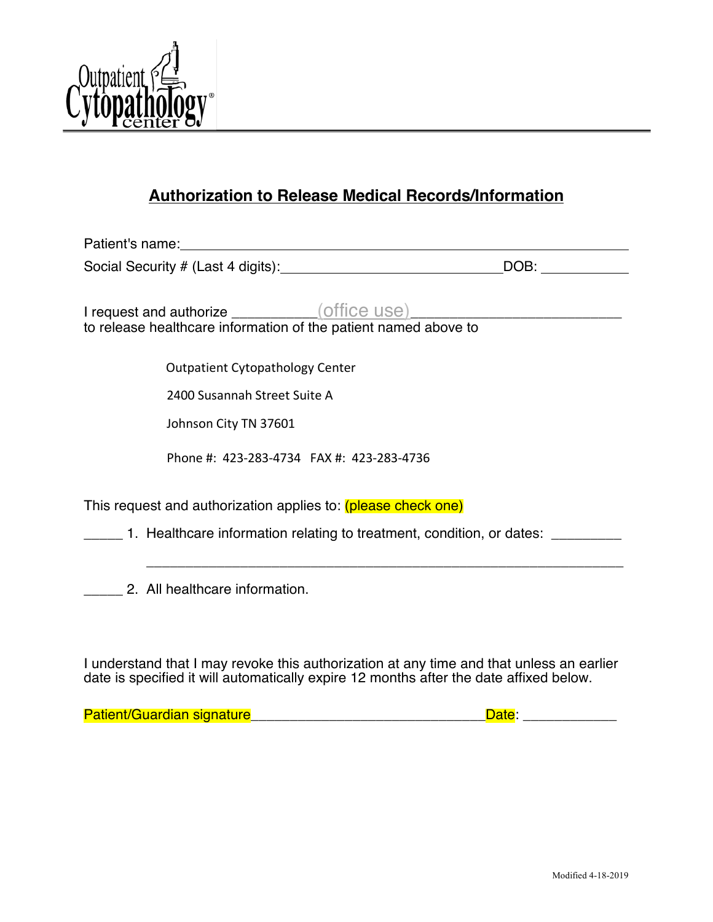Outpatient Cytopathology center®

## Authorization to Release Medical Records/Information

Patient's name:\_\_\_\_\_\_\_\_\_\_\_\_\_\_\_\_\_\_\_\_\_\_\_\_\_\_\_\_\_\_\_\_\_\_\_\_\_\_\_\_\_\_\_\_\_\_\_\_\_\_

Social Security # (Last 4 digits):\_\_\_\_\_\_\_\_\_\_\_\_\_\_\_\_\_\_\_\_\_\_\_\_\_\_\_\_\_\_DOB: \_\_\_\_\_\_\_\_\_\_\_\_

I request and authorize \_\_\_\_\_\_\_\_\_\_(office use)\_\_\_\_\_\_\_\_\_\_\_\_\_\_\_\_\_\_\_\_\_\_\_\_\_\_\_
to release healthcare information of the patient named above to

Outpatient Cytopathology Center

2400 Susannah Street Suite A

Johnson City TN 37601

Phone #: 423-283-4734 FAX #: 423-283-4736

This request and authorization applies to: (please check one)

\_\_\_\_\_ 1. Healthcare information relating to treatment, condition, or dates: \_\_\_\_\_\_\_\_\_

\_\_\_\_\_\_\_\_\_\_\_\_\_\_\_\_\_\_\_\_\_\_\_\_\_\_\_\_\_\_\_\_\_\_\_\_\_\_\_\_\_\_\_\_\_\_\_\_\_\_\_\_\_\_\_\_\_\_\_\_

\_\_\_\_\_ 2. All healthcare information.

I understand that I may revoke this authorization at any time and that unless an earlier date is specified it will automatically expire 12 months after the date affixed below.

Patient/Guardian signature\_\_\_\_\_\_\_\_\_\_\_\_\_\_\_\_\_\_\_\_\_\_\_\_\_\_\_\_\_\_\_Date: \_\_\_\_\_\_\_\_\_\_\_\_

Modified 4-18-2019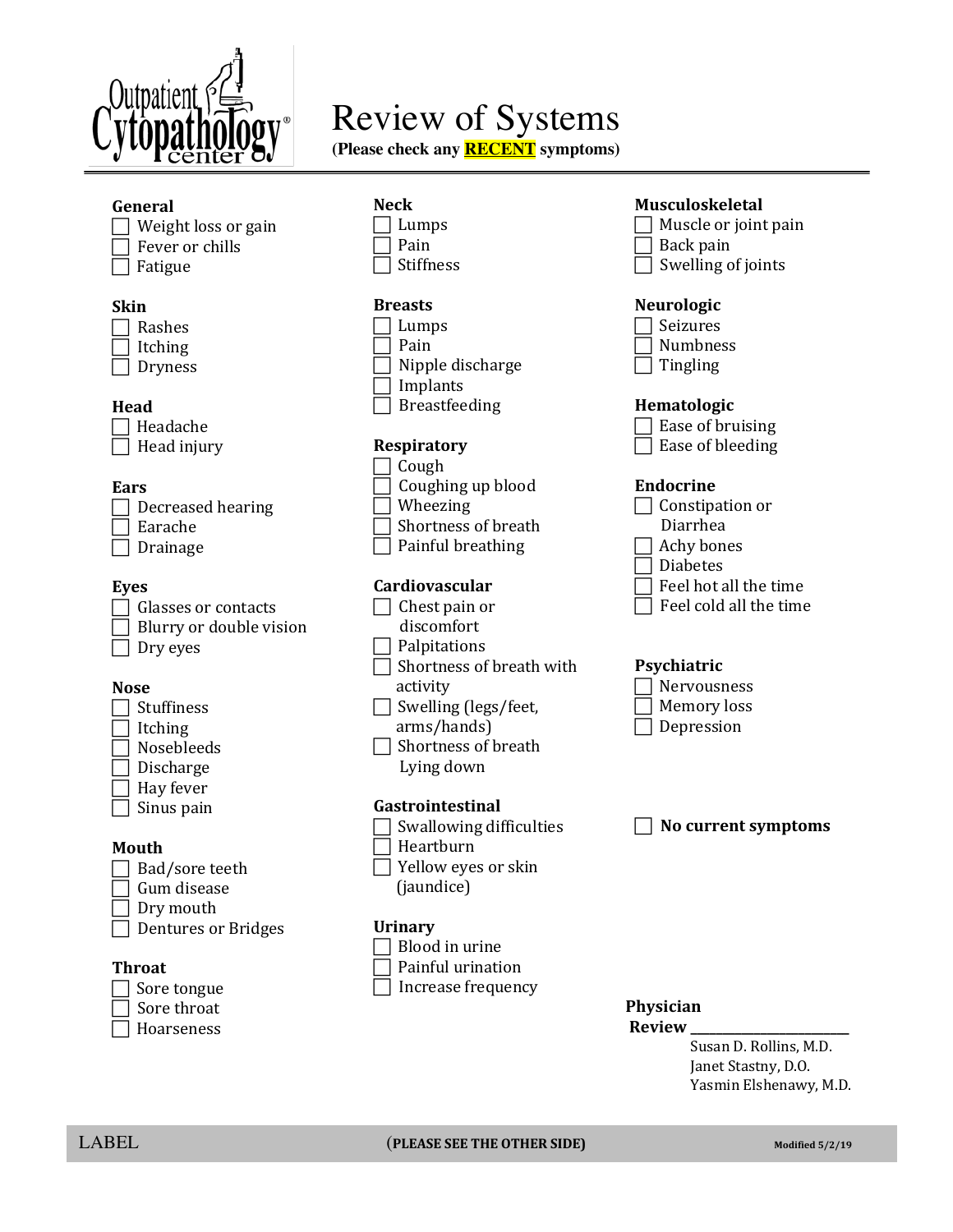Outpatient Cytopathology center®

# Review of Systems

**(Please check any RECENT symptoms)**

**General**
- ☐ Weight loss or gain
- ☐ Fever or chills
- ☐ Fatigue

**Skin**
- ☐ Rashes
- ☐ Itching
- ☐ Dryness

**Head**
- ☐ Headache
- ☐ Head injury

**Ears**
- ☐ Decreased hearing
- ☐ Earache
- ☐ Drainage

**Eyes**
- ☐ Glasses or contacts
- ☐ Blurry or double vision
- ☐ Dry eyes

**Nose**
- ☐ Stuffiness
- ☐ Itching
- ☐ Nosebleeds
- ☐ Discharge
- ☐ Hay fever
- ☐ Sinus pain

**Mouth**
- ☐ Bad/sore teeth
- ☐ Gum disease
- ☐ Dry mouth
- ☐ Dentures or Bridges

**Throat**
- ☐ Sore tongue
- ☐ Sore throat
- ☐ Hoarseness

**Neck**
- ☐ Lumps
- ☐ Pain
- ☐ Stiffness

**Breasts**
- ☐ Lumps
- ☐ Pain
- ☐ Nipple discharge
- ☐ Implants
- ☐ Breastfeeding

**Respiratory**
- ☐ Cough
- ☐ Coughing up blood
- ☐ Wheezing
- ☐ Shortness of breath
- ☐ Painful breathing

**Cardiovascular**
- ☐ Chest pain or discomfort
- ☐ Palpitations
- ☐ Shortness of breath with activity
- ☐ Swelling (legs/feet, arms/hands)
- ☐ Shortness of breath Lying down

**Gastrointestinal**
- ☐ Swallowing difficulties
- ☐ Heartburn
- ☐ Yellow eyes or skin (jaundice)

**Urinary**
- ☐ Blood in urine
- ☐ Painful urination
- ☐ Increase frequency

**Musculoskeletal**
- ☐ Muscle or joint pain
- ☐ Back pain
- ☐ Swelling of joints

**Neurologic**
- ☐ Seizures
- ☐ Numbness
- ☐ Tingling

**Hematologic**
- ☐ Ease of bruising
- ☐ Ease of bleeding

**Endocrine**
- ☐ Constipation or Diarrhea
- ☐ Achy bones
- ☐ Diabetes
- ☐ Feel hot all the time
- ☐ Feel cold all the time

**Psychiatric**
- ☐ Nervousness
- ☐ Memory loss
- ☐ Depression

☐ **No current symptoms**

**Physician Review** ______________________

Susan D. Rollins, M.D.
Janet Stastny, D.O.
Yasmin Elshenawy, M.D.

LABEL (**PLEASE SEE THE OTHER SIDE)** **Modified 5/2/19**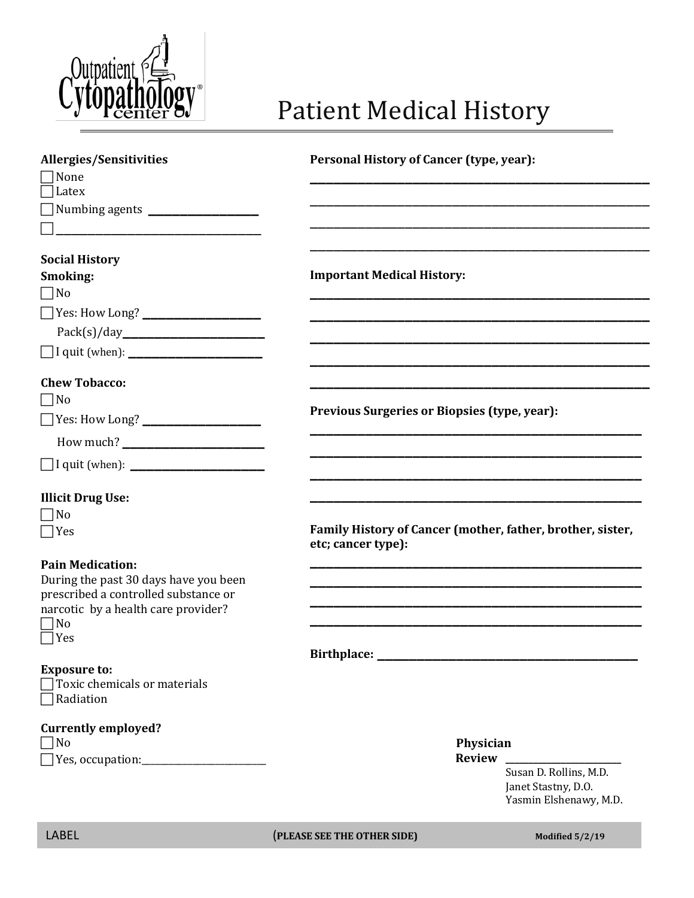Outpatient Cytopathology center®

# Patient Medical History

**Allergies/Sensitivities**

☐ None
☐ Latex
☐ Numbing agents ____________________
☐ ________________________________________

**Social History**

**Smoking:**

☐ No
☐ Yes: How Long? ______________________
Pack(s)/day__________________________
☐ I quit (when): _________________________

**Chew Tobacco:**

☐ No
☐ Yes: How Long? ______________________
How much? __________________________
☐ I quit (when): _________________________

**Illicit Drug Use:**

☐ No
☐ Yes

**Pain Medication:**

During the past 30 days have you been prescribed a controlled substance or narcotic by a health care provider?

☐ No
☐ Yes

**Exposure to:**

☐ Toxic chemicals or materials
☐ Radiation

**Currently employed?**

☐ No
☐ Yes, occupation:_________________________

**Personal History of Cancer (type, year):**

______________________________________________________________
______________________________________________________________
______________________________________________________________
______________________________________________________________

**Important Medical History:**

______________________________________________________________
______________________________________________________________
______________________________________________________________
______________________________________________________________
______________________________________________________________

**Previous Surgeries or Biopsies (type, year):**

______________________________________________________________
______________________________________________________________
______________________________________________________________
______________________________________________________________

**Family History of Cancer (mother, father, brother, sister, etc; cancer type):**

______________________________________________________________
______________________________________________________________
______________________________________________________________
______________________________________________________________

**Birthplace:** _____________________________________________

**Physician Review** ______________________
Susan D. Rollins, M.D.
Janet Stastny, D.O.
Yasmin Elshenawy, M.D.

LABEL (**PLEASE SEE THE OTHER SIDE**) **Modified 5/2/19**